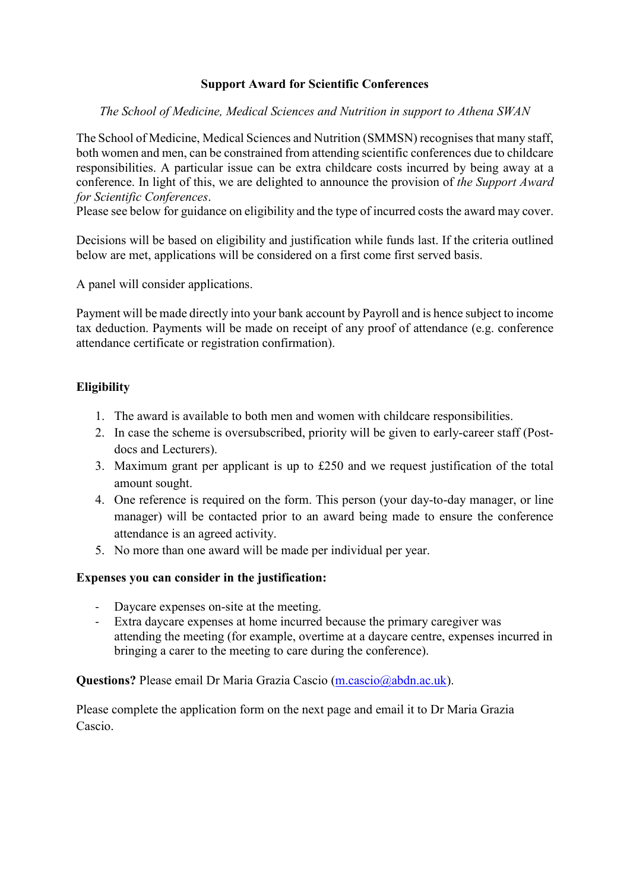# Support Award for Scientific Conferences

*The School of Medicine, Medical Sciences and Nutrition in support to Athena SWAN*

The School of Medicine, Medical Sciences and Nutrition (SMMSN) recognises that many staff, both women and men, can be constrained from attending scientific conferences due to childcare responsibilities. A particular issue can be extra childcare costs incurred by being away at a conference. In light of this, we are delighted to announce the provision of *the Support Award for Scientific Conferences*.
Please see below for guidance on eligibility and the type of incurred costs the award may cover.

Decisions will be based on eligibility and justification while funds last. If the criteria outlined below are met, applications will be considered on a first come first served basis.

A panel will consider applications.

Payment will be made directly into your bank account by Payroll and is hence subject to income tax deduction. Payments will be made on receipt of any proof of attendance (e.g. conference attendance certificate or registration confirmation).

**Eligibility**

1. The award is available to both men and women with childcare responsibilities.
2. In case the scheme is oversubscribed, priority will be given to early-career staff (Post-docs and Lecturers).
3. Maximum grant per applicant is up to £250 and we request justification of the total amount sought.
4. One reference is required on the form. This person (your day-to-day manager, or line manager) will be contacted prior to an award being made to ensure the conference attendance is an agreed activity.
5. No more than one award will be made per individual per year.

**Expenses you can consider in the justification:**

- Daycare expenses on-site at the meeting.
- Extra daycare expenses at home incurred because the primary caregiver was attending the meeting (for example, overtime at a daycare centre, expenses incurred in bringing a carer to the meeting to care during the conference).

**Questions?** Please email Dr Maria Grazia Cascio (m.cascio@abdn.ac.uk).

Please complete the application form on the next page and email it to Dr Maria Grazia Cascio.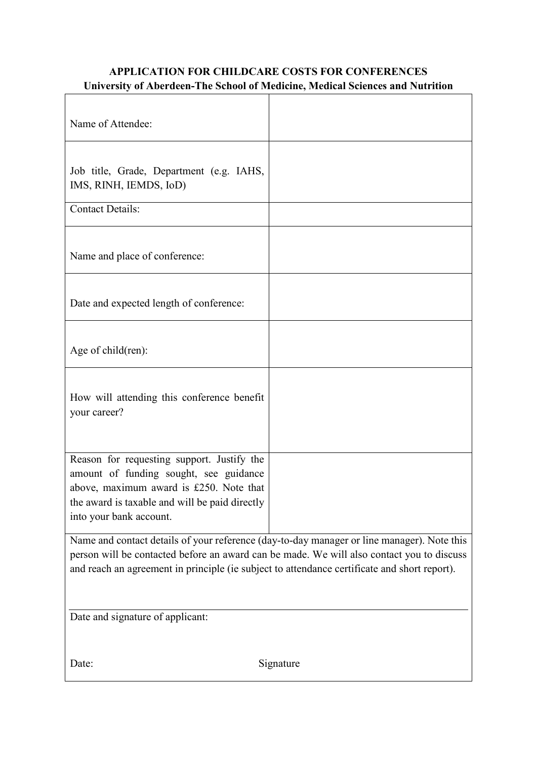**APPLICATION FOR CHILDCARE COSTS FOR CONFERENCES**
**University of Aberdeen-The School of Medicine, Medical Sciences and Nutrition**

| | |
|---|---|
| Name of Attendee: | |
| Job title, Grade, Department (e.g. IAHS, IMS, RINH, IEMDS, IoD) | |
| Contact Details: | |
| Name and place of conference: | |
| Date and expected length of conference: | |
| Age of child(ren): | |
| How will attending this conference benefit your career? | |
| Reason for requesting support. Justify the amount of funding sought, see guidance above, maximum award is £250. Note that the award is taxable and will be paid directly into your bank account. | |

Name and contact details of your reference (day-to-day manager or line manager). Note this person will be contacted before an award can be made. We will also contact you to discuss and reach an agreement in principle (ie subject to attendance certificate and short report).

Date and signature of applicant:

Date: Signature